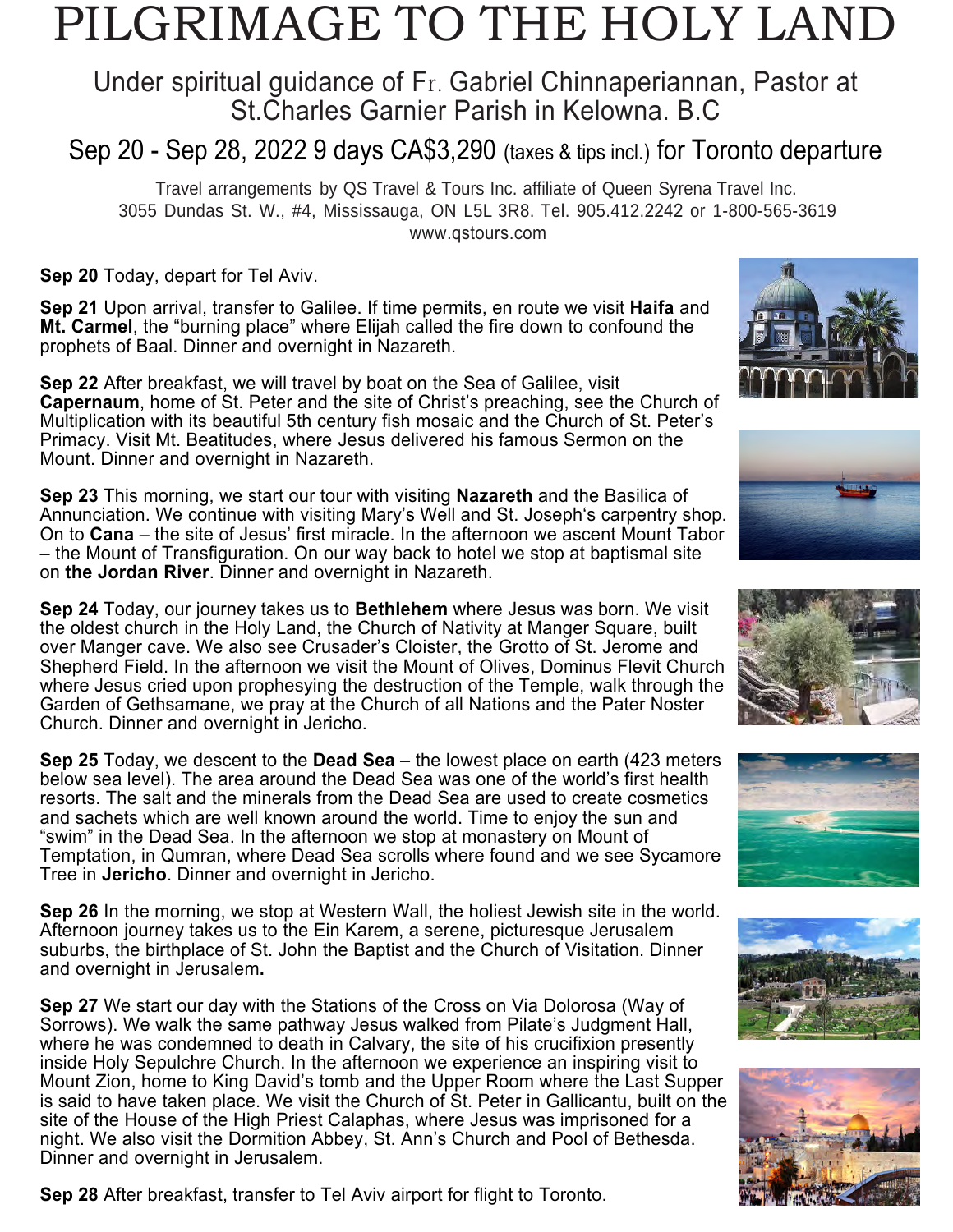# PILGRIMAGE TO THE HOLY LAND

## Under spiritual guidance of Fr. Gabriel Chinnaperiannan, Pastor at St.Charles Garnier Parish in Kelowna. B.C

## Sep 20 - Sep 28, 2022 9 days CA$3,290 (taxes & tips incl.) for Toronto departure

Travel arrangements by QS Travel & Tours Inc. affiliate of Queen Syrena Travel Inc.
3055 Dundas St. W., #4, Mississauga, ON L5L 3R8. Tel. 905.412.2242 or 1-800-565-3619
www.qstours.com

**Sep 20** Today, depart for Tel Aviv.

**Sep 21** Upon arrival, transfer to Galilee. If time permits, en route we visit **Haifa** and **Mt. Carmel**, the "burning place" where Elijah called the fire down to confound the prophets of Baal. Dinner and overnight in Nazareth.

**Sep 22** After breakfast, we will travel by boat on the Sea of Galilee, visit **Capernaum**, home of St. Peter and the site of Christ's preaching, see the Church of Multiplication with its beautiful 5th century fish mosaic and the Church of St. Peter's Primacy. Visit Mt. Beatitudes, where Jesus delivered his famous Sermon on the Mount. Dinner and overnight in Nazareth.

**Sep 23** This morning, we start our tour with visiting **Nazareth** and the Basilica of Annunciation. We continue with visiting Mary's Well and St. Joseph's carpentry shop. On to **Cana** – the site of Jesus' first miracle. In the afternoon we ascent Mount Tabor – the Mount of Transfiguration. On our way back to hotel we stop at baptismal site on **the Jordan River**. Dinner and overnight in Nazareth.

**Sep 24** Today, our journey takes us to **Bethlehem** where Jesus was born. We visit the oldest church in the Holy Land, the Church of Nativity at Manger Square, built over Manger cave. We also see Crusader's Cloister, the Grotto of St. Jerome and Shepherd Field. In the afternoon we visit the Mount of Olives, Dominus Flevit Church where Jesus cried upon prophesying the destruction of the Temple, walk through the Garden of Gethsamane, we pray at the Church of all Nations and the Pater Noster Church. Dinner and overnight in Jericho.

**Sep 25** Today, we descent to the **Dead Sea** – the lowest place on earth (423 meters below sea level). The area around the Dead Sea was one of the world's first health resorts. The salt and the minerals from the Dead Sea are used to create cosmetics and sachets which are well known around the world. Time to enjoy the sun and "swim" in the Dead Sea. In the afternoon we stop at monastery on Mount of Temptation, in Qumran, where Dead Sea scrolls where found and we see Sycamore Tree in **Jericho**. Dinner and overnight in Jericho.

**Sep 26** In the morning, we stop at Western Wall, the holiest Jewish site in the world. Afternoon journey takes us to the Ein Karem, a serene, picturesque Jerusalem suburbs, the birthplace of St. John the Baptist and the Church of Visitation. Dinner and overnight in Jerusalem**.**

**Sep 27** We start our day with the Stations of the Cross on Via Dolorosa (Way of Sorrows). We walk the same pathway Jesus walked from Pilate's Judgment Hall, where he was condemned to death in Calvary, the site of his crucifixion presently inside Holy Sepulchre Church. In the afternoon we experience an inspiring visit to Mount Zion, home to King David's tomb and the Upper Room where the Last Supper is said to have taken place. We visit the Church of St. Peter in Gallicantu, built on the site of the House of the High Priest Calaphas, where Jesus was imprisoned for a night. We also visit the Dormition Abbey, St. Ann's Church and Pool of Bethesda. Dinner and overnight in Jerusalem.

**Sep 28** After breakfast, transfer to Tel Aviv airport for flight to Toronto.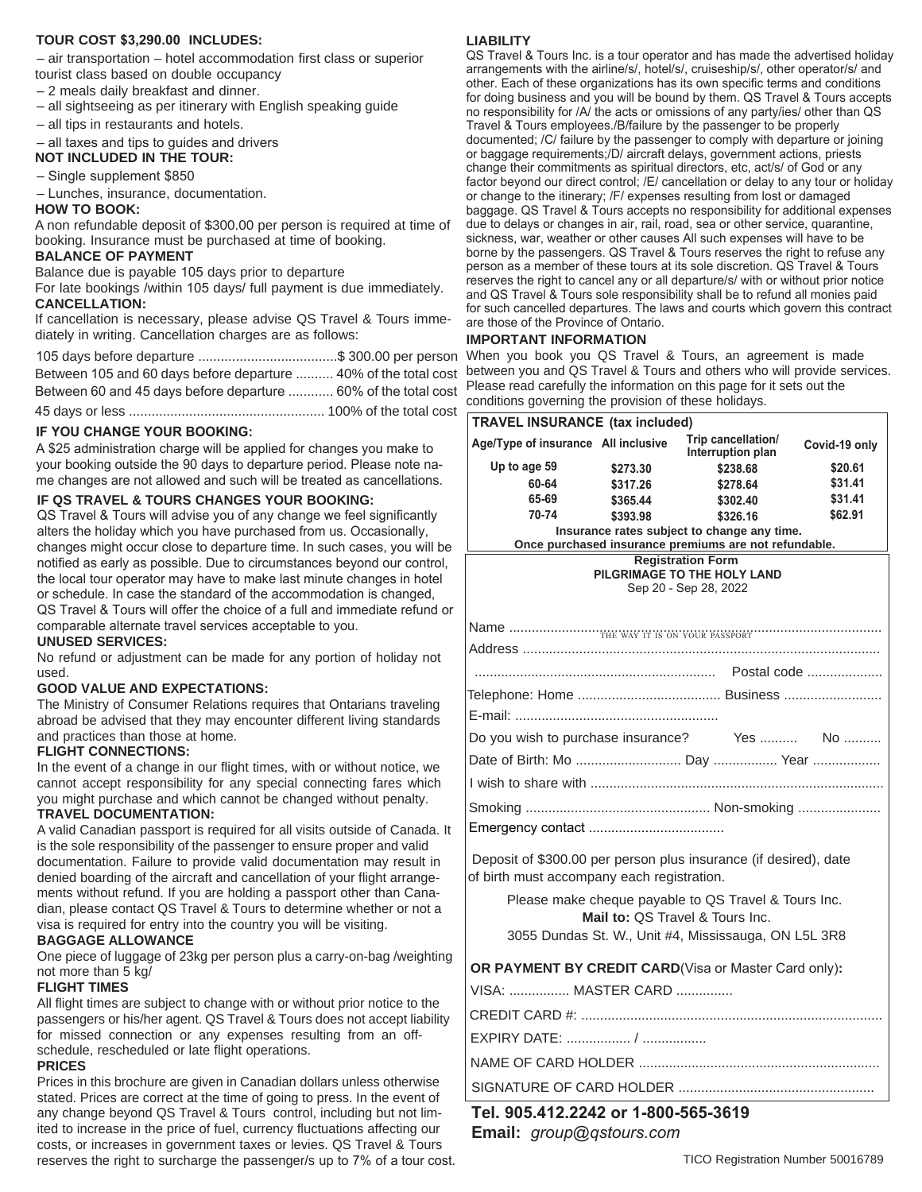**TOUR COST $3,290.00 INCLUDES:**

– air transportation – hotel accommodation first class or superior tourist class based on double occupancy

– 2 meals daily breakfast and dinner.

– all sightseeing as per itinerary with English speaking guide

– all tips in restaurants and hotels.

– all taxes and tips to guides and drivers

**NOT INCLUDED IN THE TOUR:**

– Single supplement $850

– Lunches, insurance, documentation.

**HOW TO BOOK:**

A non refundable deposit of $300.00 per person is required at time of booking. Insurance must be purchased at time of booking.

**BALANCE OF PAYMENT**

Balance due is payable 105 days prior to departure

For late bookings /within 105 days/ full payment is due immediately.

**CANCELLATION:**

If cancellation is necessary, please advise QS Travel & Tours immediately in writing. Cancellation charges are as follows:

105 days before departure .....................................$ 300.00 per person

Between 105 and 60 days before departure .......... 40% of the total cost

Between 60 and 45 days before departure ............ 60% of the total cost

45 days or less .................................................... 100% of the total cost

**IF YOU CHANGE YOUR BOOKING:**

A $25 administration charge will be applied for changes you make to your booking outside the 90 days to departure period. Please note name changes are not allowed and such will be treated as cancellations.

**IF QS TRAVEL & TOURS CHANGES YOUR BOOKING:**

QS Travel & Tours will advise you of any change we feel significantly alters the holiday which you have purchased from us. Occasionally, changes might occur close to departure time. In such cases, you will be notified as early as possible. Due to circumstances beyond our control, the local tour operator may have to make last minute changes in hotel or schedule. In case the standard of the accommodation is changed, QS Travel & Tours will offer the choice of a full and immediate refund or comparable alternate travel services acceptable to you.

**UNUSED SERVICES:**

No refund or adjustment can be made for any portion of holiday not used.

**GOOD VALUE AND EXPECTATIONS:**

The Ministry of Consumer Relations requires that Ontarians traveling abroad be advised that they may encounter different living standards and practices than those at home.

**FLIGHT CONNECTIONS:**

In the event of a change in our flight times, with or without notice, we cannot accept responsibility for any special connecting fares which you might purchase and which cannot be changed without penalty.

**TRAVEL DOCUMENTATION:**

A valid Canadian passport is required for all visits outside of Canada. It is the sole responsibility of the passenger to ensure proper and valid documentation. Failure to provide valid documentation may result in denied boarding of the aircraft and cancellation of your flight arrangements without refund. If you are holding a passport other than Canadian, please contact QS Travel & Tours to determine whether or not a visa is required for entry into the country you will be visiting.

**BAGGAGE ALLOWANCE**

One piece of luggage of 23kg per person plus a carry-on-bag /weighting not more than 5 kg/

**FLIGHT TIMES**

All flight times are subject to change with or without prior notice to the passengers or his/her agent. QS Travel & Tours does not accept liability for missed connection or any expenses resulting from an off-schedule, rescheduled or late flight operations.

**PRICES**

Prices in this brochure are given in Canadian dollars unless otherwise stated. Prices are correct at the time of going to press. In the event of any change beyond QS Travel & Tours control, including but not limited to increase in the price of fuel, currency fluctuations affecting our costs, or increases in government taxes or levies. QS Travel & Tours reserves the right to surcharge the passenger/s up to 7% of a tour cost.

**LIABILITY**

QS Travel & Tours Inc. is a tour operator and has made the advertised holiday arrangements with the airline/s/, hotel/s/, cruiseship/s/, other operator/s/ and other. Each of these organizations has its own specific terms and conditions for doing business and you will be bound by them. QS Travel & Tours accepts no responsibility for /A/ the acts or omissions of any party/ies/ other than QS Travel & Tours employees./B/failure by the passenger to be properly documented; /C/ failure by the passenger to comply with departure or joining or baggage requirements;/D/ aircraft delays, government actions, priests change their commitments as spiritual directors, etc, act/s/ of God or any factor beyond our direct control; /E/ cancellation or delay to any tour or holiday or change to the itinerary; /F/ expenses resulting from lost or damaged baggage. QS Travel & Tours accepts no responsibility for additional expenses due to delays or changes in air, rail, road, sea or other service, quarantine, sickness, war, weather or other causes All such expenses will have to be borne by the passengers. QS Travel & Tours reserves the right to refuse any person as a member of these tours at its sole discretion. QS Travel & Tours reserves the right to cancel any or all departure/s/ with or without prior notice and QS Travel & Tours sole responsibility shall be to refund all monies paid for such cancelled departures. The laws and courts which govern this contract are those of the Province of Ontario.

**IMPORTANT INFORMATION**

When you book you QS Travel & Tours, an agreement is made between you and QS Travel & Tours and others who will provide services. Please read carefully the information on this page for it sets out the conditions governing the provision of these holidays.

**TRAVEL INSURANCE (tax included)**

| Age/Type of insurance | All inclusive | Trip cancellation/ Interruption plan | Covid-19 only |
|---|---|---|---|
| Up to age 59 | $273.30 | $238.68 | $20.61 |
| 60-64 | $317.26 | $278.64 | $31.41 |
| 65-69 | $365.44 | $302.40 | $31.41 |
| 70-74 | $393.98 | $326.16 | $62.91 |

**Insurance rates subject to change any time.**
**Once purchased insurance premiums are not refundable.**

**Registration Form**
**PILGRIMAGE TO THE HOLY LAND**
Sep 20 - Sep 28, 2022

Name ............................................................................................................
THE WAY IT IS ON YOUR PASSPORT

Address ........................................................................................

................................................................ Postal code ...................

Telephone: Home ...................................... Business ..........................

E-mail: ......................................................

Do you wish to purchase insurance? Yes .......... No ..........

Date of Birth: Mo ............................ Day ................. Year ..................

I wish to share with .............................................................................

Smoking ................................................ Non-smoking ......................

Emergency contact ....................................

Deposit of $300.00 per person plus insurance (if desired), date of birth must accompany each registration.

Please make cheque payable to QS Travel & Tours Inc.
**Mail to:** QS Travel & Tours Inc.
3055 Dundas St. W., Unit #4, Mississauga, ON L5L 3R8

**OR PAYMENT BY CREDIT CARD**(Visa or Master Card only)**:**

VISA: ................ MASTER CARD ...............

CREDIT CARD #: ................................................................................

EXPIRY DATE: ................. / .................

NAME OF CARD HOLDER ...............................................................

SIGNATURE OF CARD HOLDER ....................................................

**Tel. 905.412.2242 or 1-800-565-3619**

**Email:** *group@qstours.com*

TICO Registration Number 50016789